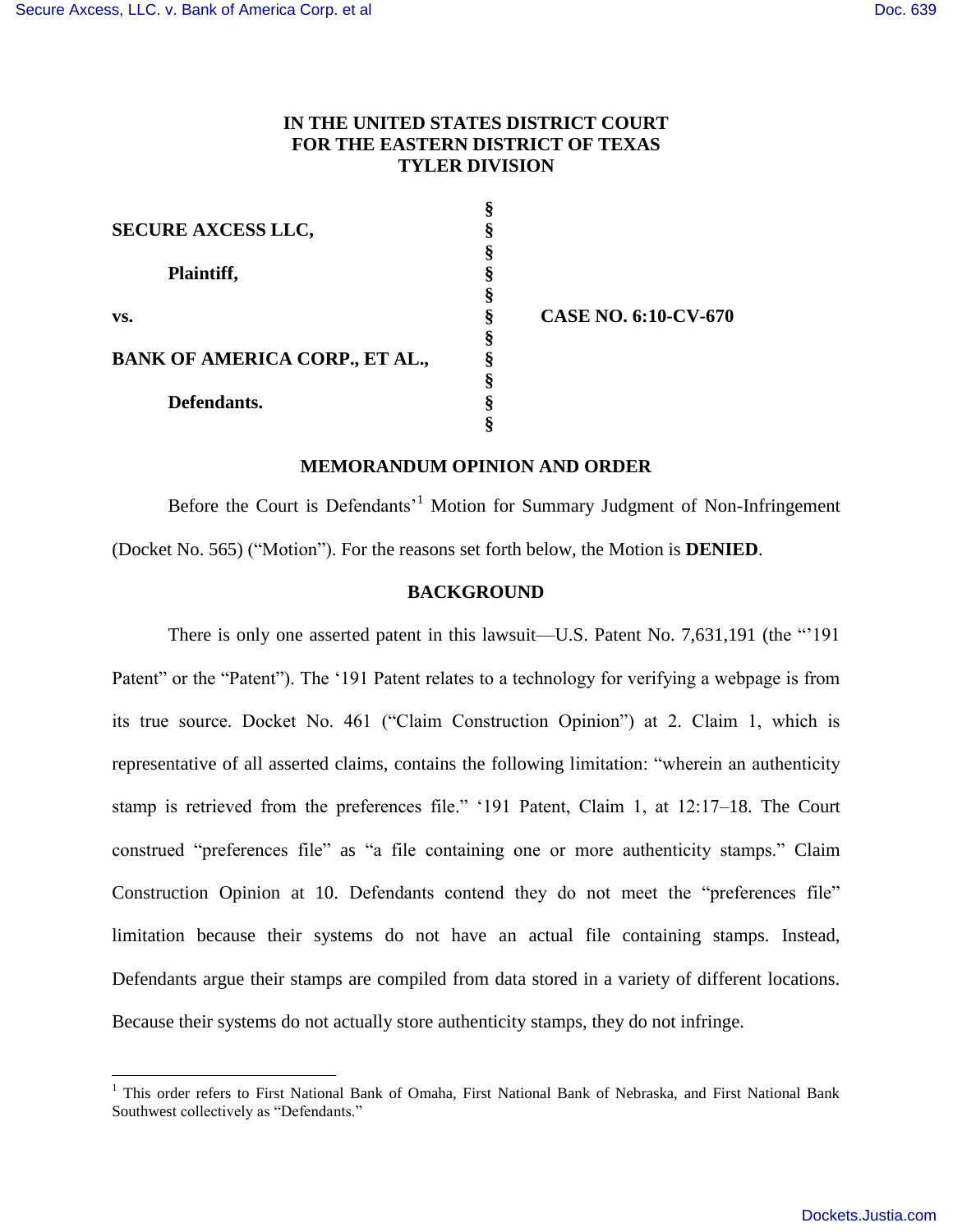**IN THE UNITED STATES DISTRICT COURT**
**FOR THE EASTERN DISTRICT OF TEXAS**
**TYLER DIVISION**

| | | |
|---|---|---|
| **SECURE AXCESS LLC,** | § | |
| **Plaintiff,** | § | |
| **vs.** | § | **CASE NO. 6:10-CV-670** |
| **BANK OF AMERICA CORP., ET AL.,** | § | |
| **Defendants.** | § | |

**MEMORANDUM OPINION AND ORDER**

Before the Court is Defendants'[1] Motion for Summary Judgment of Non-Infringement (Docket No. 565) ("Motion"). For the reasons set forth below, the Motion is **DENIED**.

**BACKGROUND**

There is only one asserted patent in this lawsuit—U.S. Patent No. 7,631,191 (the "'191 Patent" or the "Patent"). The '191 Patent relates to a technology for verifying a webpage is from its true source. Docket No. 461 ("Claim Construction Opinion") at 2. Claim 1, which is representative of all asserted claims, contains the following limitation: "wherein an authenticity stamp is retrieved from the preferences file." '191 Patent, Claim 1, at 12:17–18. The Court construed "preferences file" as "a file containing one or more authenticity stamps." Claim Construction Opinion at 10. Defendants contend they do not meet the "preferences file" limitation because their systems do not have an actual file containing stamps. Instead, Defendants argue their stamps are compiled from data stored in a variety of different locations. Because their systems do not actually store authenticity stamps, they do not infringe.

[1] This order refers to First National Bank of Omaha, First National Bank of Nebraska, and First National Bank Southwest collectively as "Defendants."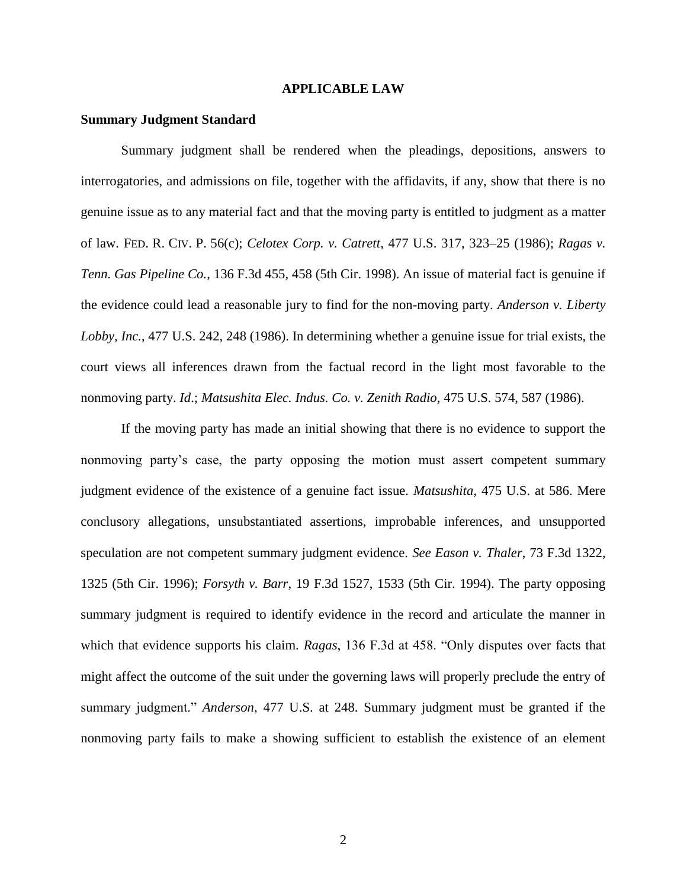## APPLICABLE LAW

### Summary Judgment Standard

Summary judgment shall be rendered when the pleadings, depositions, answers to interrogatories, and admissions on file, together with the affidavits, if any, show that there is no genuine issue as to any material fact and that the moving party is entitled to judgment as a matter of law. FED. R. CIV. P. 56(c); *Celotex Corp. v. Catrett*, 477 U.S. 317, 323–25 (1986); *Ragas v. Tenn. Gas Pipeline Co.*, 136 F.3d 455, 458 (5th Cir. 1998). An issue of material fact is genuine if the evidence could lead a reasonable jury to find for the non-moving party. *Anderson v. Liberty Lobby, Inc.*, 477 U.S. 242, 248 (1986). In determining whether a genuine issue for trial exists, the court views all inferences drawn from the factual record in the light most favorable to the nonmoving party. *Id*.; *Matsushita Elec. Indus. Co. v. Zenith Radio*, 475 U.S. 574, 587 (1986).

If the moving party has made an initial showing that there is no evidence to support the nonmoving party's case, the party opposing the motion must assert competent summary judgment evidence of the existence of a genuine fact issue. *Matsushita*, 475 U.S. at 586. Mere conclusory allegations, unsubstantiated assertions, improbable inferences, and unsupported speculation are not competent summary judgment evidence. *See Eason v. Thaler*, 73 F.3d 1322, 1325 (5th Cir. 1996); *Forsyth v. Barr*, 19 F.3d 1527, 1533 (5th Cir. 1994). The party opposing summary judgment is required to identify evidence in the record and articulate the manner in which that evidence supports his claim. *Ragas*, 136 F.3d at 458. "Only disputes over facts that might affect the outcome of the suit under the governing laws will properly preclude the entry of summary judgment." *Anderson*, 477 U.S. at 248. Summary judgment must be granted if the nonmoving party fails to make a showing sufficient to establish the existence of an element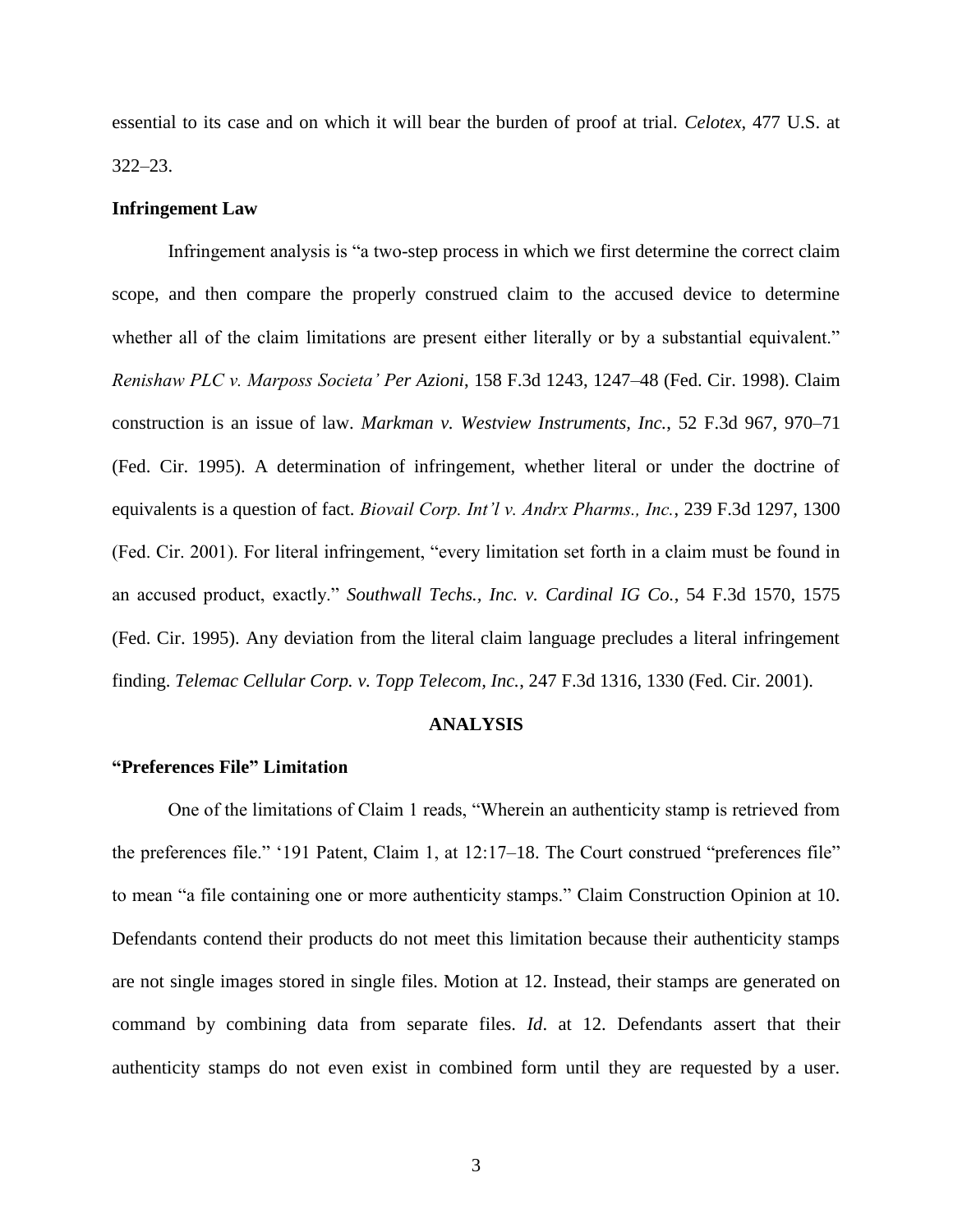essential to its case and on which it will bear the burden of proof at trial. *Celotex*, 477 U.S. at 322–23.

**Infringement Law**

Infringement analysis is "a two-step process in which we first determine the correct claim scope, and then compare the properly construed claim to the accused device to determine whether all of the claim limitations are present either literally or by a substantial equivalent." *Renishaw PLC v. Marposs Societa' Per Azioni*, 158 F.3d 1243, 1247–48 (Fed. Cir. 1998). Claim construction is an issue of law. *Markman v. Westview Instruments, Inc.*, 52 F.3d 967, 970–71 (Fed. Cir. 1995). A determination of infringement, whether literal or under the doctrine of equivalents is a question of fact. *Biovail Corp. Int'l v. Andrx Pharms., Inc.*, 239 F.3d 1297, 1300 (Fed. Cir. 2001). For literal infringement, "every limitation set forth in a claim must be found in an accused product, exactly." *Southwall Techs., Inc. v. Cardinal IG Co.*, 54 F.3d 1570, 1575 (Fed. Cir. 1995). Any deviation from the literal claim language precludes a literal infringement finding. *Telemac Cellular Corp. v. Topp Telecom, Inc.*, 247 F.3d 1316, 1330 (Fed. Cir. 2001).

## ANALYSIS

**"Preferences File" Limitation**

One of the limitations of Claim 1 reads, "Wherein an authenticity stamp is retrieved from the preferences file." '191 Patent, Claim 1, at 12:17–18. The Court construed "preferences file" to mean "a file containing one or more authenticity stamps." Claim Construction Opinion at 10. Defendants contend their products do not meet this limitation because their authenticity stamps are not single images stored in single files. Motion at 12. Instead, their stamps are generated on command by combining data from separate files. *Id*. at 12. Defendants assert that their authenticity stamps do not even exist in combined form until they are requested by a user.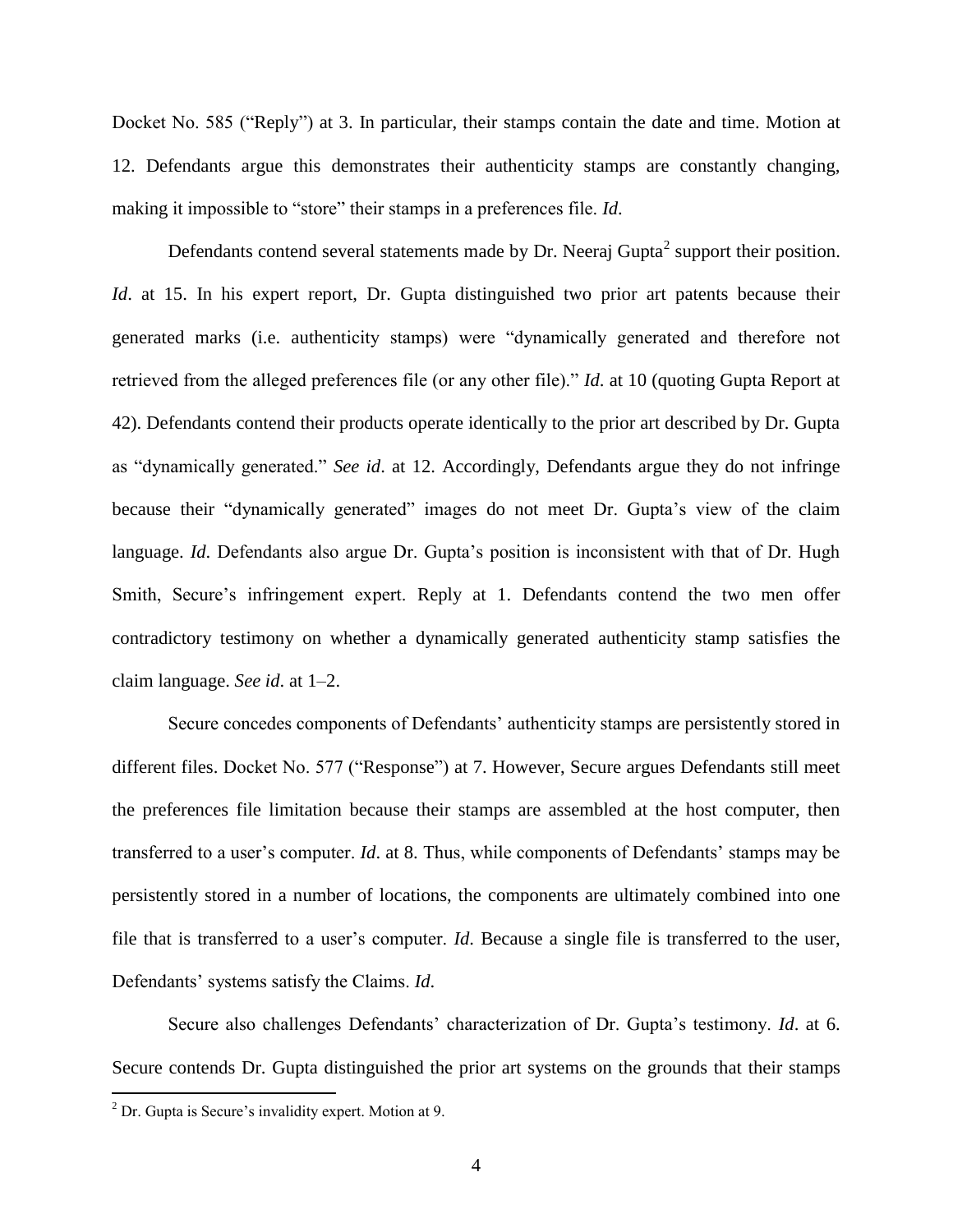Docket No. 585 ("Reply") at 3. In particular, their stamps contain the date and time. Motion at 12. Defendants argue this demonstrates their authenticity stamps are constantly changing, making it impossible to "store" their stamps in a preferences file. *Id.*

Defendants contend several statements made by Dr. Neeraj Gupta[2] support their position. *Id.* at 15. In his expert report, Dr. Gupta distinguished two prior art patents because their generated marks (i.e. authenticity stamps) were "dynamically generated and therefore not retrieved from the alleged preferences file (or any other file)." *Id.* at 10 (quoting Gupta Report at 42). Defendants contend their products operate identically to the prior art described by Dr. Gupta as "dynamically generated." *See id.* at 12. Accordingly, Defendants argue they do not infringe because their "dynamically generated" images do not meet Dr. Gupta's view of the claim language. *Id.* Defendants also argue Dr. Gupta's position is inconsistent with that of Dr. Hugh Smith, Secure's infringement expert. Reply at 1. Defendants contend the two men offer contradictory testimony on whether a dynamically generated authenticity stamp satisfies the claim language. *See id.* at 1–2.

Secure concedes components of Defendants' authenticity stamps are persistently stored in different files. Docket No. 577 ("Response") at 7. However, Secure argues Defendants still meet the preferences file limitation because their stamps are assembled at the host computer, then transferred to a user's computer. *Id.* at 8. Thus, while components of Defendants' stamps may be persistently stored in a number of locations, the components are ultimately combined into one file that is transferred to a user's computer. *Id.* Because a single file is transferred to the user, Defendants' systems satisfy the Claims. *Id.*

Secure also challenges Defendants' characterization of Dr. Gupta's testimony. *Id.* at 6. Secure contends Dr. Gupta distinguished the prior art systems on the grounds that their stamps

[2] Dr. Gupta is Secure's invalidity expert. Motion at 9.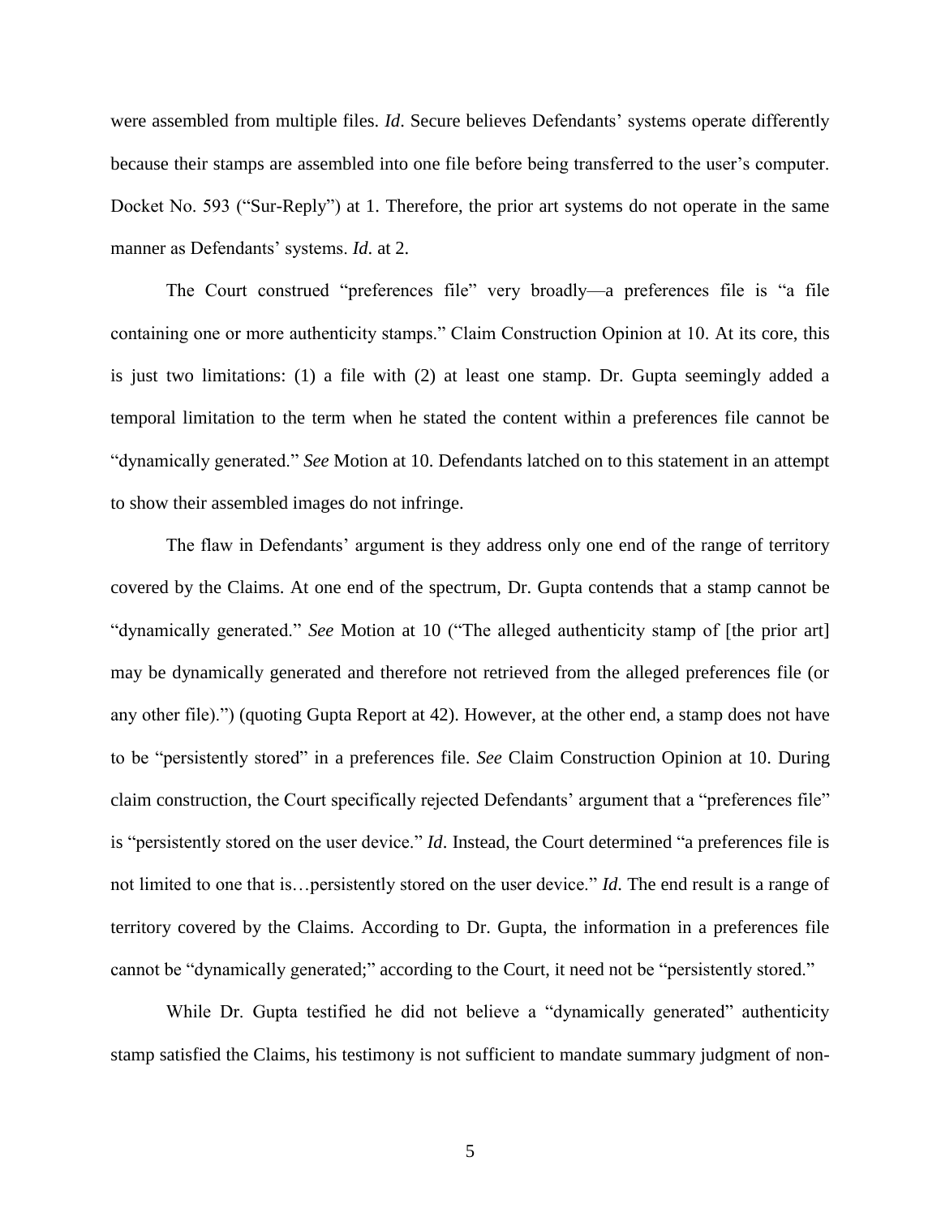were assembled from multiple files. *Id*. Secure believes Defendants' systems operate differently because their stamps are assembled into one file before being transferred to the user's computer. Docket No. 593 ("Sur-Reply") at 1. Therefore, the prior art systems do not operate in the same manner as Defendants' systems. *Id*. at 2.

The Court construed "preferences file" very broadly—a preferences file is "a file containing one or more authenticity stamps." Claim Construction Opinion at 10. At its core, this is just two limitations: (1) a file with (2) at least one stamp. Dr. Gupta seemingly added a temporal limitation to the term when he stated the content within a preferences file cannot be "dynamically generated." *See* Motion at 10. Defendants latched on to this statement in an attempt to show their assembled images do not infringe.

The flaw in Defendants' argument is they address only one end of the range of territory covered by the Claims. At one end of the spectrum, Dr. Gupta contends that a stamp cannot be "dynamically generated." *See* Motion at 10 ("The alleged authenticity stamp of [the prior art] may be dynamically generated and therefore not retrieved from the alleged preferences file (or any other file).") (quoting Gupta Report at 42). However, at the other end, a stamp does not have to be "persistently stored" in a preferences file. *See* Claim Construction Opinion at 10. During claim construction, the Court specifically rejected Defendants' argument that a "preferences file" is "persistently stored on the user device." *Id*. Instead, the Court determined "a preferences file is not limited to one that is…persistently stored on the user device." *Id*. The end result is a range of territory covered by the Claims. According to Dr. Gupta, the information in a preferences file cannot be "dynamically generated;" according to the Court, it need not be "persistently stored."

While Dr. Gupta testified he did not believe a "dynamically generated" authenticity stamp satisfied the Claims, his testimony is not sufficient to mandate summary judgment of non-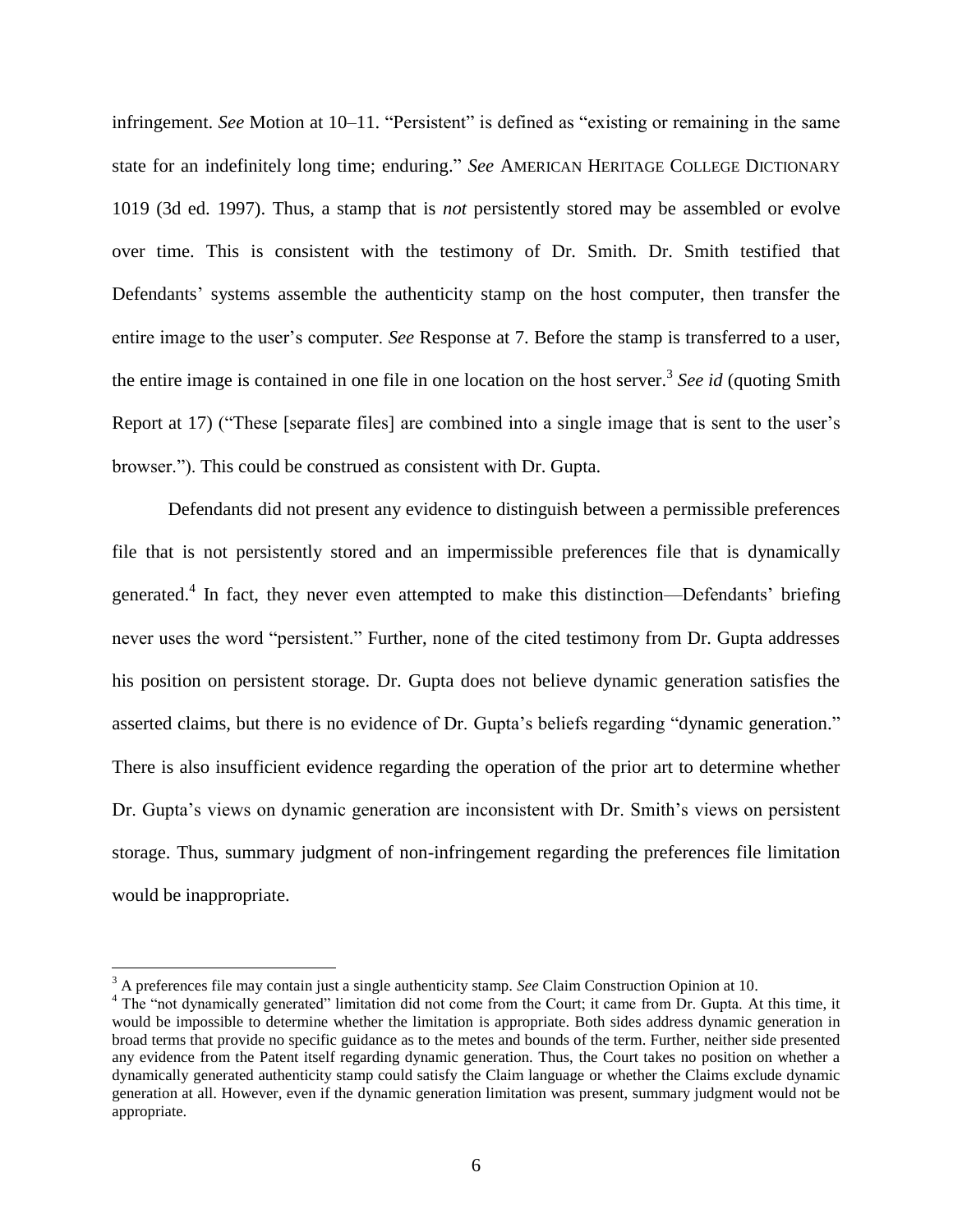infringement. *See* Motion at 10–11. "Persistent" is defined as "existing or remaining in the same state for an indefinitely long time; enduring." *See* AMERICAN HERITAGE COLLEGE DICTIONARY 1019 (3d ed. 1997). Thus, a stamp that is *not* persistently stored may be assembled or evolve over time. This is consistent with the testimony of Dr. Smith. Dr. Smith testified that Defendants' systems assemble the authenticity stamp on the host computer, then transfer the entire image to the user's computer. *See* Response at 7. Before the stamp is transferred to a user, the entire image is contained in one file in one location on the host server.[3] *See id* (quoting Smith Report at 17) ("These [separate files] are combined into a single image that is sent to the user's browser."). This could be construed as consistent with Dr. Gupta.

Defendants did not present any evidence to distinguish between a permissible preferences file that is not persistently stored and an impermissible preferences file that is dynamically generated.[4] In fact, they never even attempted to make this distinction—Defendants' briefing never uses the word "persistent." Further, none of the cited testimony from Dr. Gupta addresses his position on persistent storage. Dr. Gupta does not believe dynamic generation satisfies the asserted claims, but there is no evidence of Dr. Gupta's beliefs regarding "dynamic generation." There is also insufficient evidence regarding the operation of the prior art to determine whether Dr. Gupta's views on dynamic generation are inconsistent with Dr. Smith's views on persistent storage. Thus, summary judgment of non-infringement regarding the preferences file limitation would be inappropriate.

---

[3] A preferences file may contain just a single authenticity stamp. *See* Claim Construction Opinion at 10.

[4] The "not dynamically generated" limitation did not come from the Court; it came from Dr. Gupta. At this time, it would be impossible to determine whether the limitation is appropriate. Both sides address dynamic generation in broad terms that provide no specific guidance as to the metes and bounds of the term. Further, neither side presented any evidence from the Patent itself regarding dynamic generation. Thus, the Court takes no position on whether a dynamically generated authenticity stamp could satisfy the Claim language or whether the Claims exclude dynamic generation at all. However, even if the dynamic generation limitation was present, summary judgment would not be appropriate.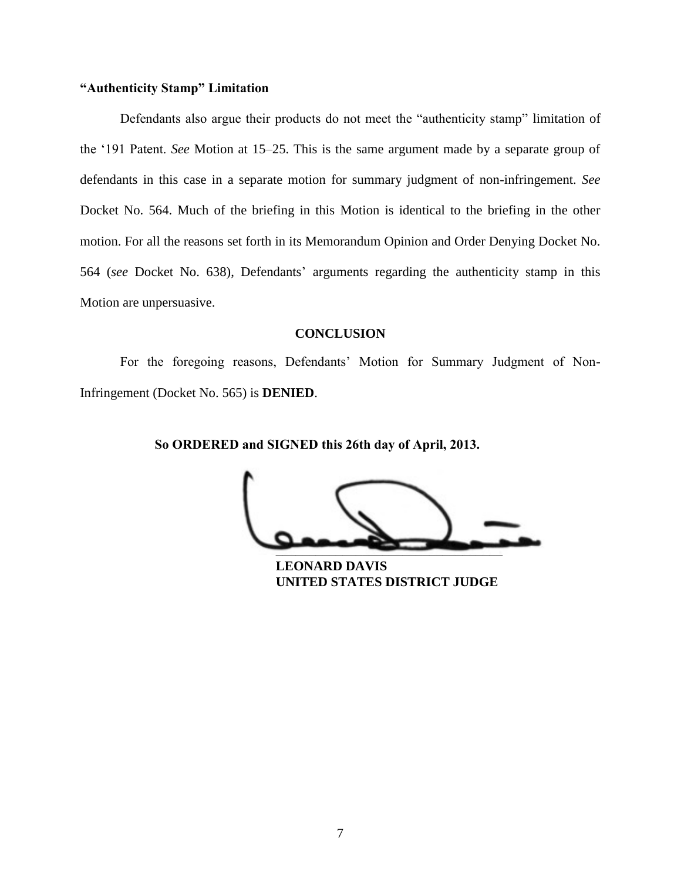**"Authenticity Stamp" Limitation**

Defendants also argue their products do not meet the "authenticity stamp" limitation of the '191 Patent. *See* Motion at 15–25. This is the same argument made by a separate group of defendants in this case in a separate motion for summary judgment of non-infringement. *See* Docket No. 564. Much of the briefing in this Motion is identical to the briefing in the other motion. For all the reasons set forth in its Memorandum Opinion and Order Denying Docket No. 564 (*see* Docket No. 638), Defendants' arguments regarding the authenticity stamp in this Motion are unpersuasive.

**CONCLUSION**

For the foregoing reasons, Defendants' Motion for Summary Judgment of Non-Infringement (Docket No. 565) is **DENIED**.

**So ORDERED and SIGNED this 26th day of April, 2013.**

**LEONARD DAVIS**
**UNITED STATES DISTRICT JUDGE**